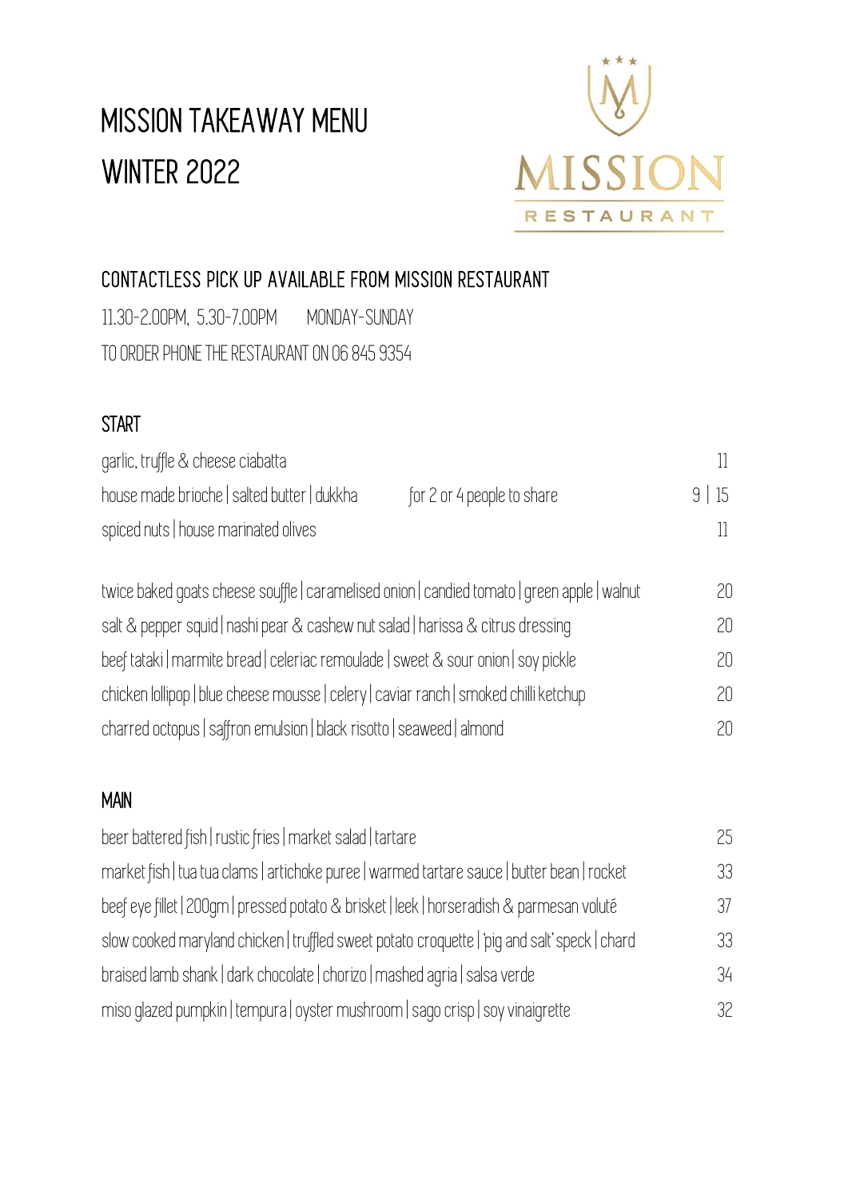# MISSION TAKEAWAY MENU
# WINTER 2022

MISSION RESTAURANT

## CONTACTLESS PICK UP AVAILABLE FROM MISSION RESTAURANT

11.30-2.00PM, 5.30-7.00PM MONDAY-SUNDAY

TO ORDER PHONE THE RESTAURANT ON 06 845 9354

## START

| | | |
|---|---|---|
| garlic, truffle & cheese ciabatta | | 11 |
| house made brioche \| salted butter \| dukkha | for 2 or 4 people to share | 9 \| 15 |
| spiced nuts \| house marinated olives | | 11 |

| | |
|---|---|
| twice baked goats cheese souffle \| caramelised onion \| candied tomato \| green apple \| walnut | 20 |
| salt & pepper squid \| nashi pear & cashew nut salad \| harissa & citrus dressing | 20 |
| beef tataki \| marmite bread \| celeriac remoulade \| sweet & sour onion \| soy pickle | 20 |
| chicken lollipop \| blue cheese mousse \| celery \| caviar ranch \| smoked chilli ketchup | 20 |
| charred octopus \| saffron emulsion \| black risotto \| seaweed \| almond | 20 |

## MAIN

| | |
|---|---|
| beer battered fish \| rustic fries \| market salad \| tartare | 25 |
| market fish \| tua tua clams \| artichoke puree \| warmed tartare sauce \| butter bean \| rocket | 33 |
| beef eye fillet \| 200gm \| pressed potato & brisket \| leek \| horseradish & parmesan volutē | 37 |
| slow cooked maryland chicken \| truffled sweet potato croquette \| 'pig and salt' speck \| chard | 33 |
| braised lamb shank \| dark chocolate \| chorizo \| mashed agria \| salsa verde | 34 |
| miso glazed pumpkin \| tempura \| oyster mushroom \| sago crisp \| soy vinaigrette | 32 |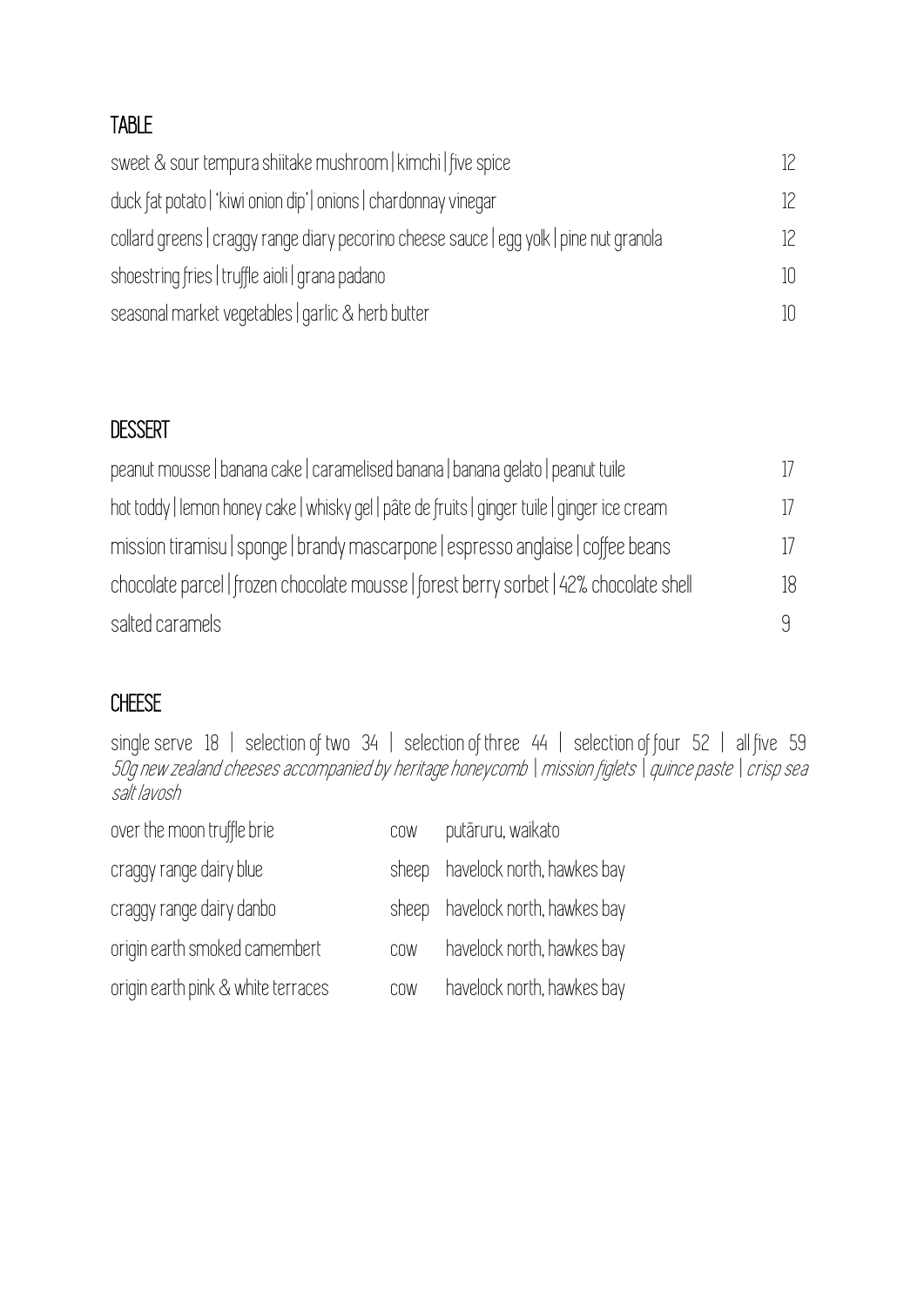## TABLE

| | |
|---|---|
| sweet & sour tempura shiitake mushroom \| kimchi \| five spice | 12 |
| duck fat potato \| 'kiwi onion dip' \| onions \| chardonnay vinegar | 12 |
| collard greens \| craggy range diary pecorino cheese sauce \| egg yolk \| pine nut granola | 12 |
| shoestring fries \| truffle aioli \| grana padano | 10 |
| seasonal market vegetables \| garlic & herb butter | 10 |

## DESSERT

| | |
|---|---|
| peanut mousse \| banana cake \| caramelised banana \| banana gelato \| peanut tuile | 17 |
| hot toddy \| lemon honey cake \| whisky gel \| pâte de fruits \| ginger tuile \| ginger ice cream | 17 |
| mission tiramisu \| sponge \| brandy mascarpone \| espresso anglaise \| coffee beans | 17 |
| chocolate parcel \| frozen chocolate mousse \| forest berry sorbet \| 42% chocolate shell | 18 |
| salted caramels | 9 |

## CHEESE

single serve 18 | selection of two 34 | selection of three 44 | selection of four 52 | all five 59

*50g new zealand cheeses accompanied by heritage honeycomb | mission figlets | quince paste | crisp sea salt lavosh*

| | | |
|---|---|---|
| over the moon truffle brie | cow | putāruru, waikato |
| craggy range dairy blue | sheep | havelock north, hawkes bay |
| craggy range dairy danbo | sheep | havelock north, hawkes bay |
| origin earth smoked camembert | cow | havelock north, hawkes bay |
| origin earth pink & white terraces | cow | havelock north, hawkes bay |